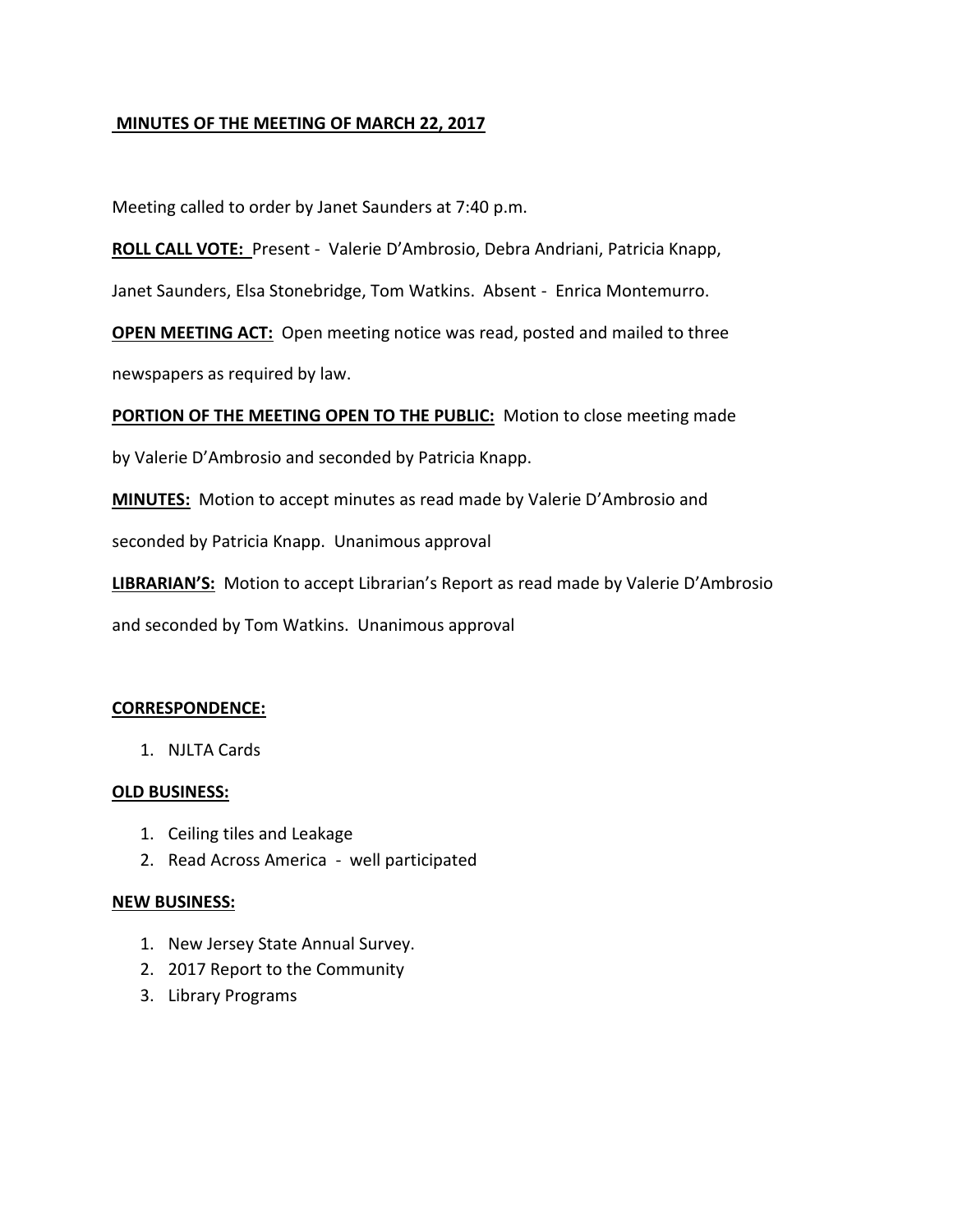**MINUTES OF THE MEETING OF MARCH 22, 2017**

Meeting called to order by Janet Saunders at 7:40 p.m.

**ROLL CALL VOTE:** Present - Valerie D'Ambrosio, Debra Andriani, Patricia Knapp, Janet Saunders, Elsa Stonebridge, Tom Watkins. Absent - Enrica Montemurro.

**OPEN MEETING ACT:** Open meeting notice was read, posted and mailed to three newspapers as required by law.

**PORTION OF THE MEETING OPEN TO THE PUBLIC:** Motion to close meeting made by Valerie D'Ambrosio and seconded by Patricia Knapp.

**MINUTES:** Motion to accept minutes as read made by Valerie D'Ambrosio and seconded by Patricia Knapp. Unanimous approval

**LIBRARIAN'S:** Motion to accept Librarian's Report as read made by Valerie D'Ambrosio and seconded by Tom Watkins. Unanimous approval

**CORRESPONDENCE:**

1. NJLTA Cards

**OLD BUSINESS:**

1. Ceiling tiles and Leakage
2. Read Across America - well participated

**NEW BUSINESS:**

1. New Jersey State Annual Survey.
2. 2017 Report to the Community
3. Library Programs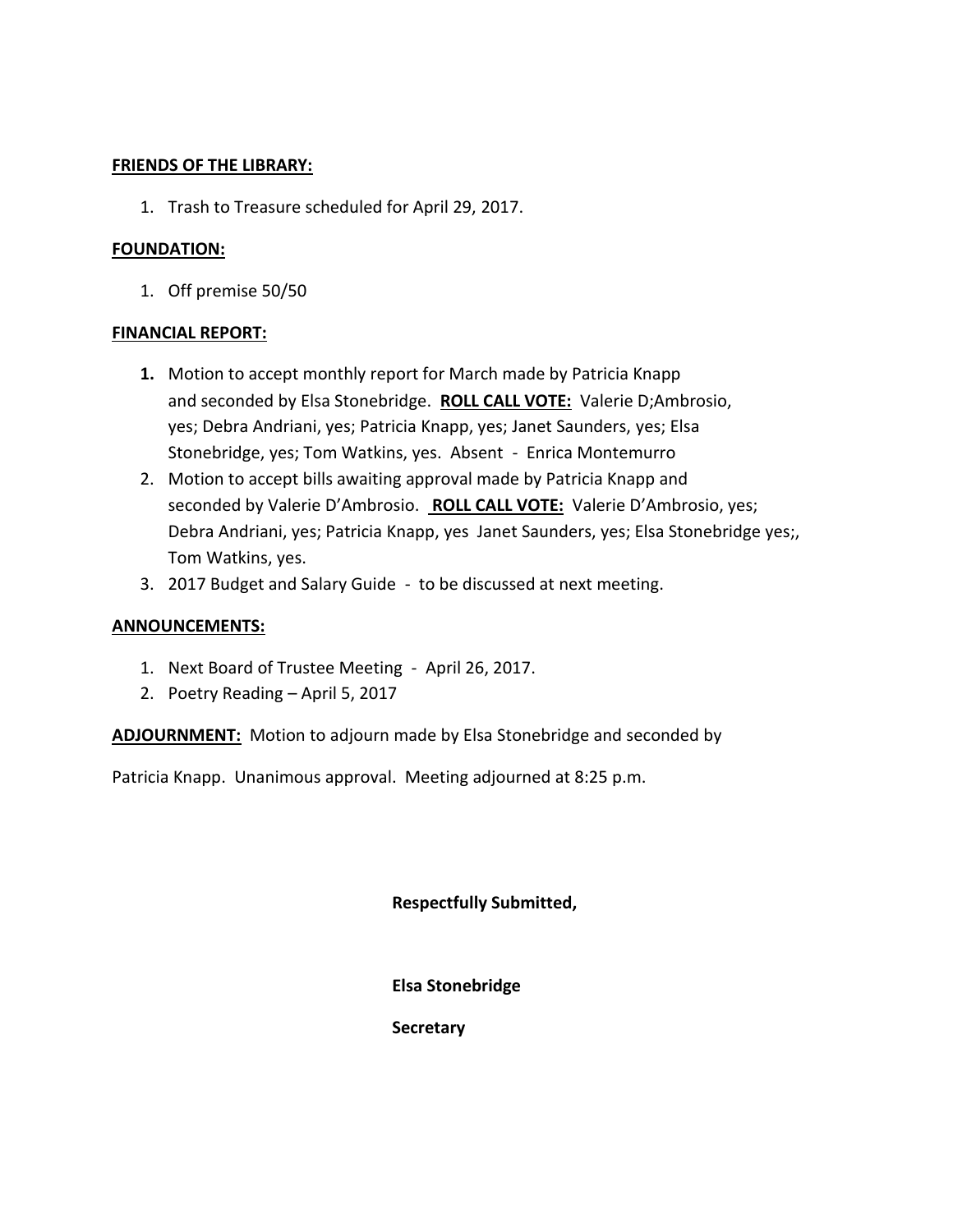**FRIENDS OF THE LIBRARY:**

1. Trash to Treasure scheduled for April 29, 2017.

**FOUNDATION:**

1. Off premise 50/50

**FINANCIAL REPORT:**

1. Motion to accept monthly report for March made by Patricia Knapp and seconded by Elsa Stonebridge. **ROLL CALL VOTE:** Valerie D;Ambrosio, yes; Debra Andriani, yes; Patricia Knapp, yes; Janet Saunders, yes; Elsa Stonebridge, yes; Tom Watkins, yes. Absent - Enrica Montemurro
2. Motion to accept bills awaiting approval made by Patricia Knapp and seconded by Valerie D'Ambrosio. **ROLL CALL VOTE:** Valerie D'Ambrosio, yes; Debra Andriani, yes; Patricia Knapp, yes Janet Saunders, yes; Elsa Stonebridge yes;, Tom Watkins, yes.
3. 2017 Budget and Salary Guide - to be discussed at next meeting.

**ANNOUNCEMENTS:**

1. Next Board of Trustee Meeting - April 26, 2017.
2. Poetry Reading – April 5, 2017

**ADJOURNMENT:** Motion to adjourn made by Elsa Stonebridge and seconded by Patricia Knapp. Unanimous approval. Meeting adjourned at 8:25 p.m.

**Respectfully Submitted,**

**Elsa Stonebridge**

**Secretary**